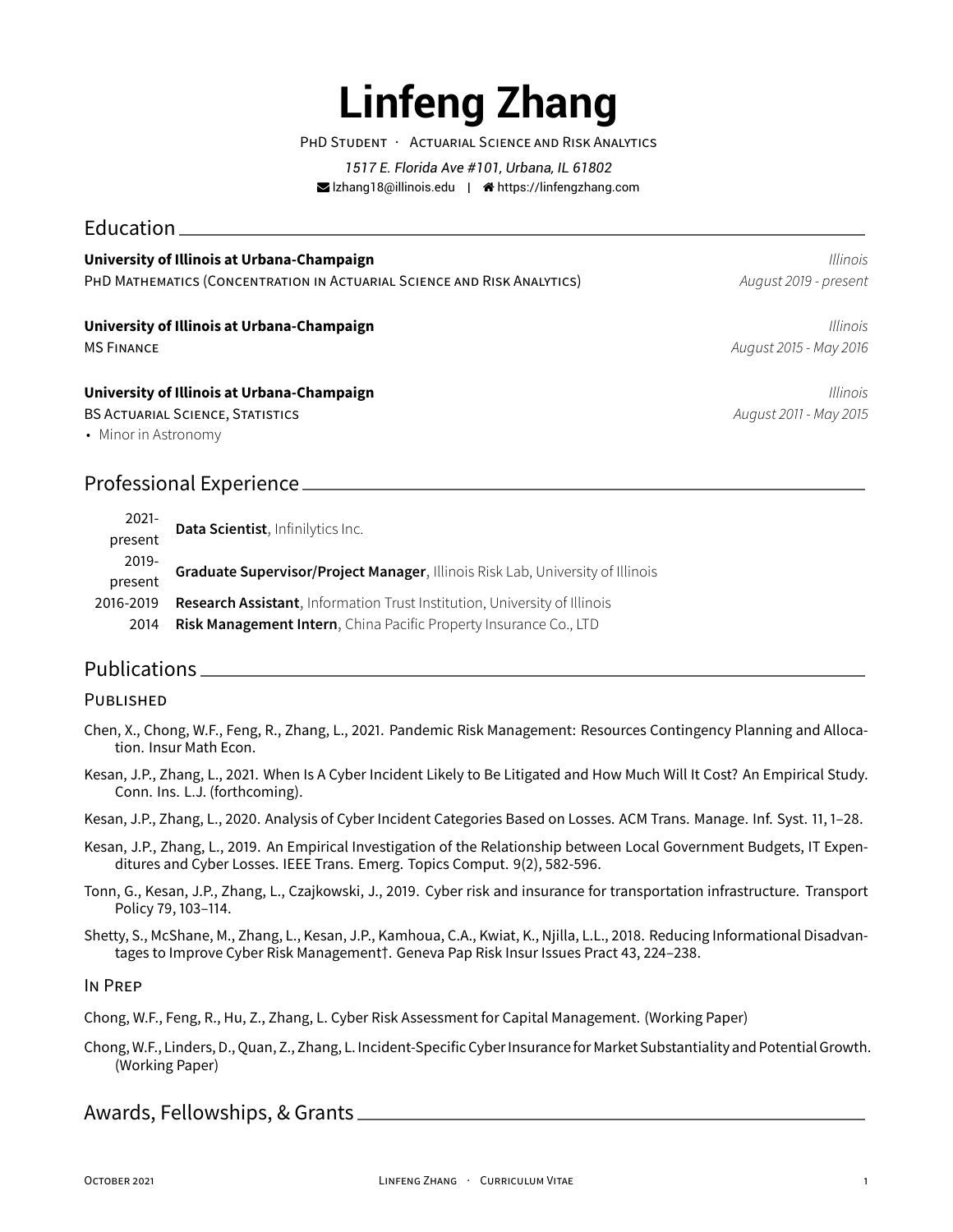# Linfeng Zhang

PhD Student · Actuarial Science and Risk Analytics

*1517 E. Florida Ave #101, Urbana, IL 61802*

lzhang18@illinois.edu | https://linfengzhang.com

## Education

**University of Illinois at Urbana-Champaign** — *Illinois*
PhD Mathematics (Concentration in Actuarial Science and Risk Analytics) — *August 2019 - present*

**University of Illinois at Urbana-Champaign** — *Illinois*
MS Finance — *August 2015 - May 2016*

**University of Illinois at Urbana-Champaign** — *Illinois*
BS Actuarial Science, Statistics — *August 2011 - May 2015*

- Minor in Astronomy

## Professional Experience

| | |
|---|---|
| 2021-present | **Data Scientist**, Infinilytics Inc. |
| 2019-present | **Graduate Supervisor/Project Manager**, Illinois Risk Lab, University of Illinois |
| 2016-2019 | **Research Assistant**, Information Trust Institution, University of Illinois |
| 2014 | **Risk Management Intern**, China Pacific Property Insurance Co., LTD |

## Publications

### Published

Chen, X., Chong, W.F., Feng, R., Zhang, L., 2021. Pandemic Risk Management: Resources Contingency Planning and Allocation. Insur Math Econ.

Kesan, J.P., Zhang, L., 2021. When Is A Cyber Incident Likely to Be Litigated and How Much Will It Cost? An Empirical Study. Conn. Ins. L.J. (forthcoming).

Kesan, J.P., Zhang, L., 2020. Analysis of Cyber Incident Categories Based on Losses. ACM Trans. Manage. Inf. Syst. 11, 1–28.

Kesan, J.P., Zhang, L., 2019. An Empirical Investigation of the Relationship between Local Government Budgets, IT Expenditures and Cyber Losses. IEEE Trans. Emerg. Topics Comput. 9(2), 582-596.

Tonn, G., Kesan, J.P., Zhang, L., Czajkowski, J., 2019. Cyber risk and insurance for transportation infrastructure. Transport Policy 79, 103–114.

Shetty, S., McShane, M., Zhang, L., Kesan, J.P., Kamhoua, C.A., Kwiat, K., Njilla, L.L., 2018. Reducing Informational Disadvantages to Improve Cyber Risk Management†. Geneva Pap Risk Insur Issues Pract 43, 224–238.

### In Prep

Chong, W.F., Feng, R., Hu, Z., Zhang, L. Cyber Risk Assessment for Capital Management. (Working Paper)

Chong, W.F., Linders, D., Quan, Z., Zhang, L. Incident-Specific Cyber Insurance for Market Substantiality and Potential Growth. (Working Paper)

## Awards, Fellowships, & Grants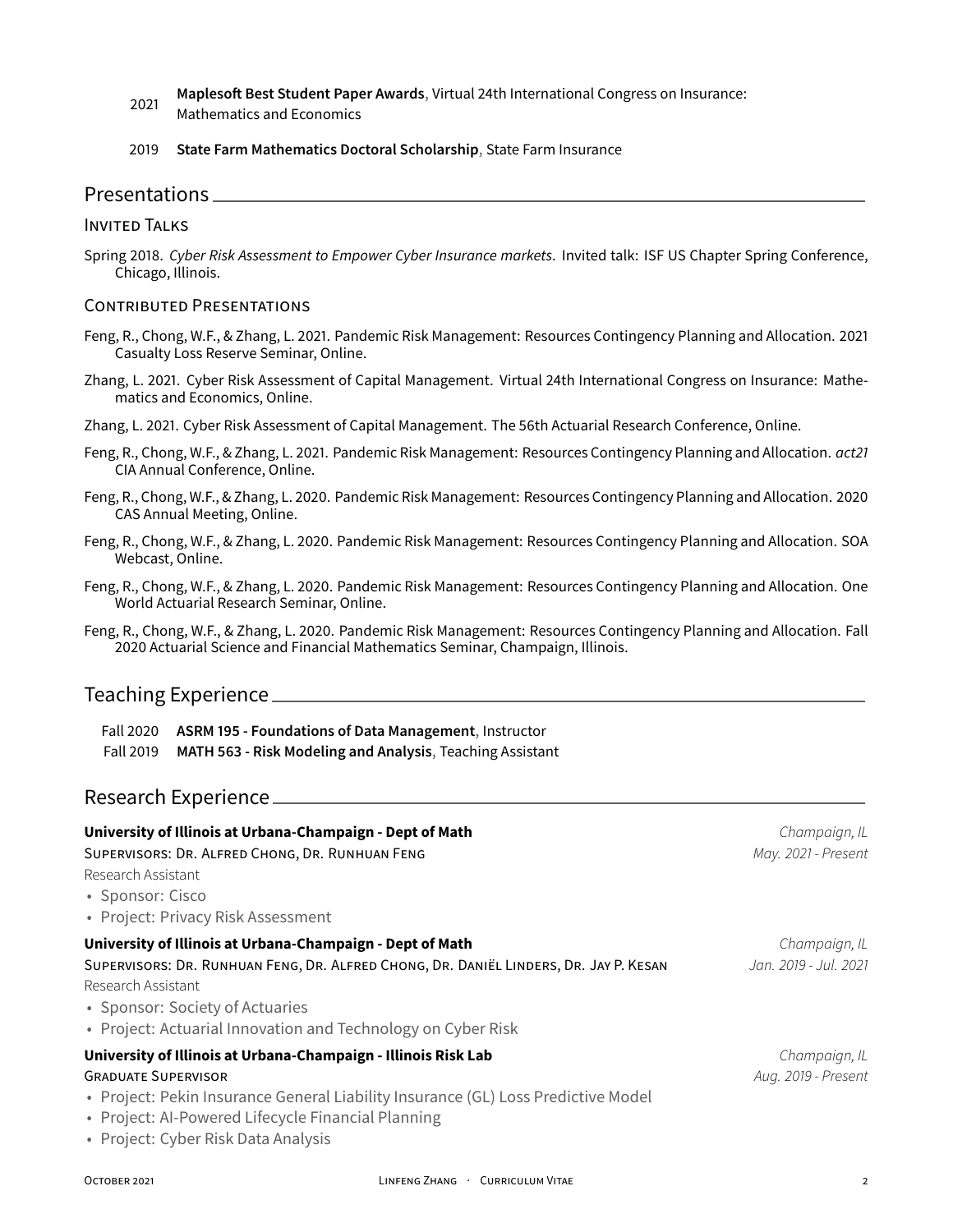- 2021 **Maplesoft Best Student Paper Awards**, Virtual 24th International Congress on Insurance: Mathematics and Economics
- 2019 **State Farm Mathematics Doctoral Scholarship**, State Farm Insurance

## Presentations

### Invited Talks

Spring 2018. *Cyber Risk Assessment to Empower Cyber Insurance markets*. Invited talk: ISF US Chapter Spring Conference, Chicago, Illinois.

### Contributed Presentations

Feng, R., Chong, W.F., & Zhang, L. 2021. Pandemic Risk Management: Resources Contingency Planning and Allocation. 2021 Casualty Loss Reserve Seminar, Online.

Zhang, L. 2021. Cyber Risk Assessment of Capital Management. Virtual 24th International Congress on Insurance: Mathematics and Economics, Online.

Zhang, L. 2021. Cyber Risk Assessment of Capital Management. The 56th Actuarial Research Conference, Online.

Feng, R., Chong, W.F., & Zhang, L. 2021. Pandemic Risk Management: Resources Contingency Planning and Allocation. *act21* CIA Annual Conference, Online.

Feng, R., Chong, W.F., & Zhang, L. 2020. Pandemic Risk Management: Resources Contingency Planning and Allocation. 2020 CAS Annual Meeting, Online.

Feng, R., Chong, W.F., & Zhang, L. 2020. Pandemic Risk Management: Resources Contingency Planning and Allocation. SOA Webcast, Online.

Feng, R., Chong, W.F., & Zhang, L. 2020. Pandemic Risk Management: Resources Contingency Planning and Allocation. One World Actuarial Research Seminar, Online.

Feng, R., Chong, W.F., & Zhang, L. 2020. Pandemic Risk Management: Resources Contingency Planning and Allocation. Fall 2020 Actuarial Science and Financial Mathematics Seminar, Champaign, Illinois.

## Teaching Experience

- Fall 2020 **ASRM 195 - Foundations of Data Management**, Instructor
- Fall 2019 **MATH 563 - Risk Modeling and Analysis**, Teaching Assistant

## Research Experience

**University of Illinois at Urbana-Champaign - Dept of Math** — *Champaign, IL*
Supervisors: Dr. Alfred Chong, Dr. Runhuan Feng — *May. 2021 - Present*
Research Assistant
- Sponsor: Cisco
- Project: Privacy Risk Assessment

**University of Illinois at Urbana-Champaign - Dept of Math** — *Champaign, IL*
Supervisors: Dr. Runhuan Feng, Dr. Alfred Chong, Dr. Daniël Linders, Dr. Jay P. Kesan — *Jan. 2019 - Jul. 2021*
Research Assistant
- Sponsor: Society of Actuaries
- Project: Actuarial Innovation and Technology on Cyber Risk

**University of Illinois at Urbana-Champaign - Illinois Risk Lab** — *Champaign, IL*
Graduate Supervisor — *Aug. 2019 - Present*
- Project: Pekin Insurance General Liability Insurance (GL) Loss Predictive Model
- Project: AI-Powered Lifecycle Financial Planning
- Project: Cyber Risk Data Analysis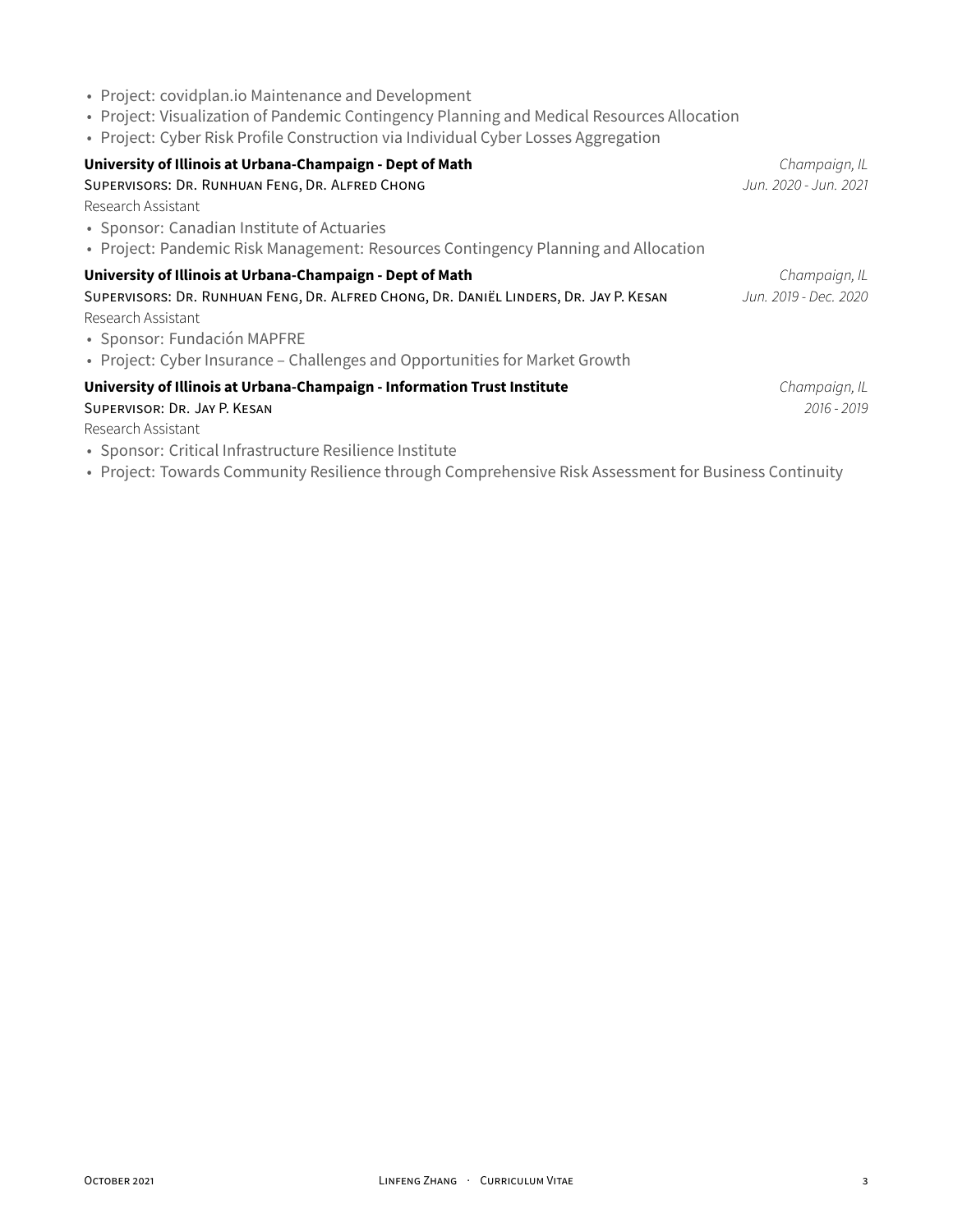- Project: covidplan.io Maintenance and Development
- Project: Visualization of Pandemic Contingency Planning and Medical Resources Allocation
- Project: Cyber Risk Profile Construction via Individual Cyber Losses Aggregation

**University of Illinois at Urbana-Champaign - Dept of Math** *Champaign, IL*
SUPERVISORS: DR. RUNHUAN FENG, DR. ALFRED CHONG *Jun. 2020 - Jun. 2021*
Research Assistant

- Sponsor: Canadian Institute of Actuaries
- Project: Pandemic Risk Management: Resources Contingency Planning and Allocation

**University of Illinois at Urbana-Champaign - Dept of Math** *Champaign, IL*
SUPERVISORS: DR. RUNHUAN FENG, DR. ALFRED CHONG, DR. DANIËL LINDERS, DR. JAY P. KESAN *Jun. 2019 - Dec. 2020*
Research Assistant

- Sponsor: Fundación MAPFRE
- Project: Cyber Insurance – Challenges and Opportunities for Market Growth

**University of Illinois at Urbana-Champaign - Information Trust Institute** *Champaign, IL*
SUPERVISOR: DR. JAY P. KESAN *2016 - 2019*
Research Assistant

- Sponsor: Critical Infrastructure Resilience Institute
- Project: Towards Community Resilience through Comprehensive Risk Assessment for Business Continuity